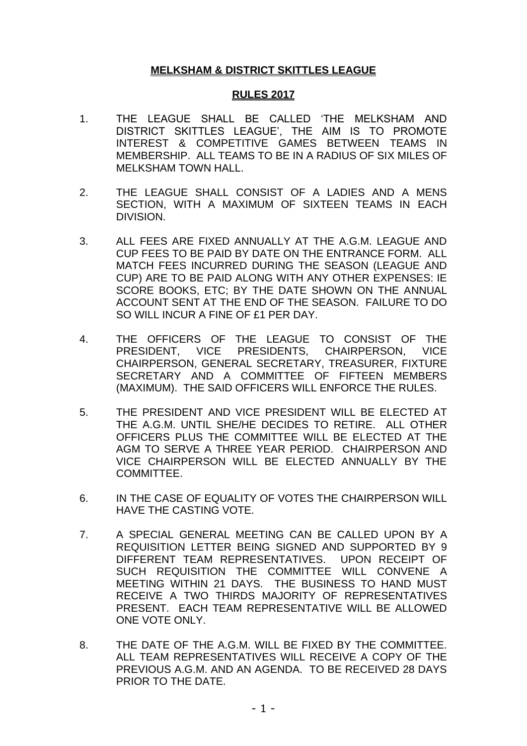# MELKSHAM & DISTRICT SKITTLES LEAGUE

## RULES 2017

1. THE LEAGUE SHALL BE CALLED 'THE MELKSHAM AND DISTRICT SKITTLES LEAGUE', THE AIM IS TO PROMOTE INTEREST & COMPETITIVE GAMES BETWEEN TEAMS IN MEMBERSHIP. ALL TEAMS TO BE IN A RADIUS OF SIX MILES OF MELKSHAM TOWN HALL.

2. THE LEAGUE SHALL CONSIST OF A LADIES AND A MENS SECTION, WITH A MAXIMUM OF SIXTEEN TEAMS IN EACH DIVISION.

3. ALL FEES ARE FIXED ANNUALLY AT THE A.G.M. LEAGUE AND CUP FEES TO BE PAID BY DATE ON THE ENTRANCE FORM. ALL MATCH FEES INCURRED DURING THE SEASON (LEAGUE AND CUP) ARE TO BE PAID ALONG WITH ANY OTHER EXPENSES: IE SCORE BOOKS, ETC; BY THE DATE SHOWN ON THE ANNUAL ACCOUNT SENT AT THE END OF THE SEASON. FAILURE TO DO SO WILL INCUR A FINE OF £1 PER DAY.

4. THE OFFICERS OF THE LEAGUE TO CONSIST OF THE PRESIDENT, VICE PRESIDENTS, CHAIRPERSON, VICE CHAIRPERSON, GENERAL SECRETARY, TREASURER, FIXTURE SECRETARY AND A COMMITTEE OF FIFTEEN MEMBERS (MAXIMUM). THE SAID OFFICERS WILL ENFORCE THE RULES.

5. THE PRESIDENT AND VICE PRESIDENT WILL BE ELECTED AT THE A.G.M. UNTIL SHE/HE DECIDES TO RETIRE. ALL OTHER OFFICERS PLUS THE COMMITTEE WILL BE ELECTED AT THE AGM TO SERVE A THREE YEAR PERIOD. CHAIRPERSON AND VICE CHAIRPERSON WILL BE ELECTED ANNUALLY BY THE COMMITTEE.

6. IN THE CASE OF EQUALITY OF VOTES THE CHAIRPERSON WILL HAVE THE CASTING VOTE.

7. A SPECIAL GENERAL MEETING CAN BE CALLED UPON BY A REQUISITION LETTER BEING SIGNED AND SUPPORTED BY 9 DIFFERENT TEAM REPRESENTATIVES. UPON RECEIPT OF SUCH REQUISITION THE COMMITTEE WILL CONVENE A MEETING WITHIN 21 DAYS. THE BUSINESS TO HAND MUST RECEIVE A TWO THIRDS MAJORITY OF REPRESENTATIVES PRESENT. EACH TEAM REPRESENTATIVE WILL BE ALLOWED ONE VOTE ONLY.

8. THE DATE OF THE A.G.M. WILL BE FIXED BY THE COMMITTEE. ALL TEAM REPRESENTATIVES WILL RECEIVE A COPY OF THE PREVIOUS A.G.M. AND AN AGENDA. TO BE RECEIVED 28 DAYS PRIOR TO THE DATE.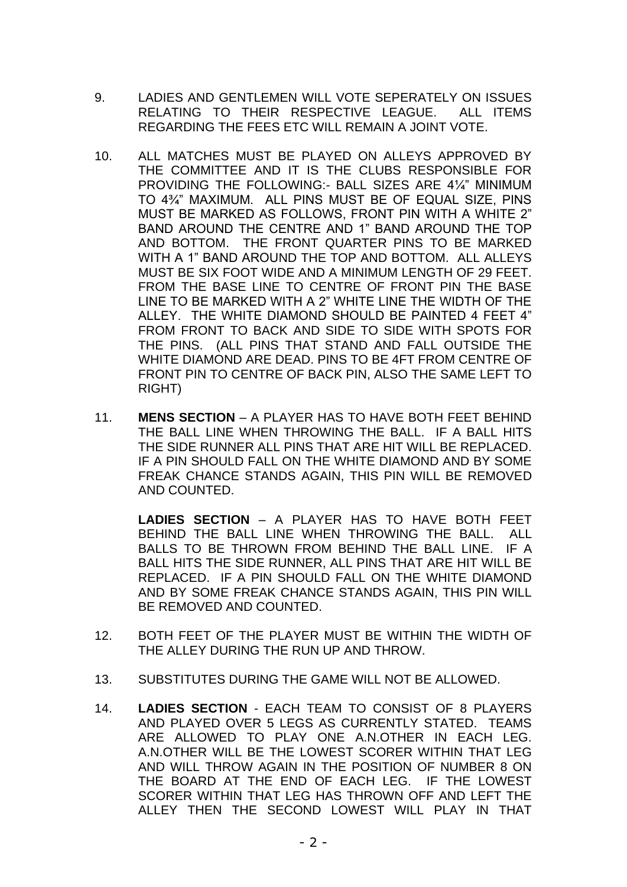9. LADIES AND GENTLEMEN WILL VOTE SEPERATELY ON ISSUES RELATING TO THEIR RESPECTIVE LEAGUE. ALL ITEMS REGARDING THE FEES ETC WILL REMAIN A JOINT VOTE.

10. ALL MATCHES MUST BE PLAYED ON ALLEYS APPROVED BY THE COMMITTEE AND IT IS THE CLUBS RESPONSIBLE FOR PROVIDING THE FOLLOWING:- BALL SIZES ARE 4¼" MINIMUM TO 4¾" MAXIMUM. ALL PINS MUST BE OF EQUAL SIZE, PINS MUST BE MARKED AS FOLLOWS, FRONT PIN WITH A WHITE 2" BAND AROUND THE CENTRE AND 1" BAND AROUND THE TOP AND BOTTOM. THE FRONT QUARTER PINS TO BE MARKED WITH A 1" BAND AROUND THE TOP AND BOTTOM. ALL ALLEYS MUST BE SIX FOOT WIDE AND A MINIMUM LENGTH OF 29 FEET. FROM THE BASE LINE TO CENTRE OF FRONT PIN THE BASE LINE TO BE MARKED WITH A 2" WHITE LINE THE WIDTH OF THE ALLEY. THE WHITE DIAMOND SHOULD BE PAINTED 4 FEET 4" FROM FRONT TO BACK AND SIDE TO SIDE WITH SPOTS FOR THE PINS. (ALL PINS THAT STAND AND FALL OUTSIDE THE WHITE DIAMOND ARE DEAD. PINS TO BE 4FT FROM CENTRE OF FRONT PIN TO CENTRE OF BACK PIN, ALSO THE SAME LEFT TO RIGHT)

11. **MENS SECTION** – A PLAYER HAS TO HAVE BOTH FEET BEHIND THE BALL LINE WHEN THROWING THE BALL. IF A BALL HITS THE SIDE RUNNER ALL PINS THAT ARE HIT WILL BE REPLACED. IF A PIN SHOULD FALL ON THE WHITE DIAMOND AND BY SOME FREAK CHANCE STANDS AGAIN, THIS PIN WILL BE REMOVED AND COUNTED.

    **LADIES SECTION** – A PLAYER HAS TO HAVE BOTH FEET BEHIND THE BALL LINE WHEN THROWING THE BALL. ALL BALLS TO BE THROWN FROM BEHIND THE BALL LINE. IF A BALL HITS THE SIDE RUNNER, ALL PINS THAT ARE HIT WILL BE REPLACED. IF A PIN SHOULD FALL ON THE WHITE DIAMOND AND BY SOME FREAK CHANCE STANDS AGAIN, THIS PIN WILL BE REMOVED AND COUNTED.

12. BOTH FEET OF THE PLAYER MUST BE WITHIN THE WIDTH OF THE ALLEY DURING THE RUN UP AND THROW.

13. SUBSTITUTES DURING THE GAME WILL NOT BE ALLOWED.

14. **LADIES SECTION** - EACH TEAM TO CONSIST OF 8 PLAYERS AND PLAYED OVER 5 LEGS AS CURRENTLY STATED. TEAMS ARE ALLOWED TO PLAY ONE A.N.OTHER IN EACH LEG. A.N.OTHER WILL BE THE LOWEST SCORER WITHIN THAT LEG AND WILL THROW AGAIN IN THE POSITION OF NUMBER 8 ON THE BOARD AT THE END OF EACH LEG. IF THE LOWEST SCORER WITHIN THAT LEG HAS THROWN OFF AND LEFT THE ALLEY THEN THE SECOND LOWEST WILL PLAY IN THAT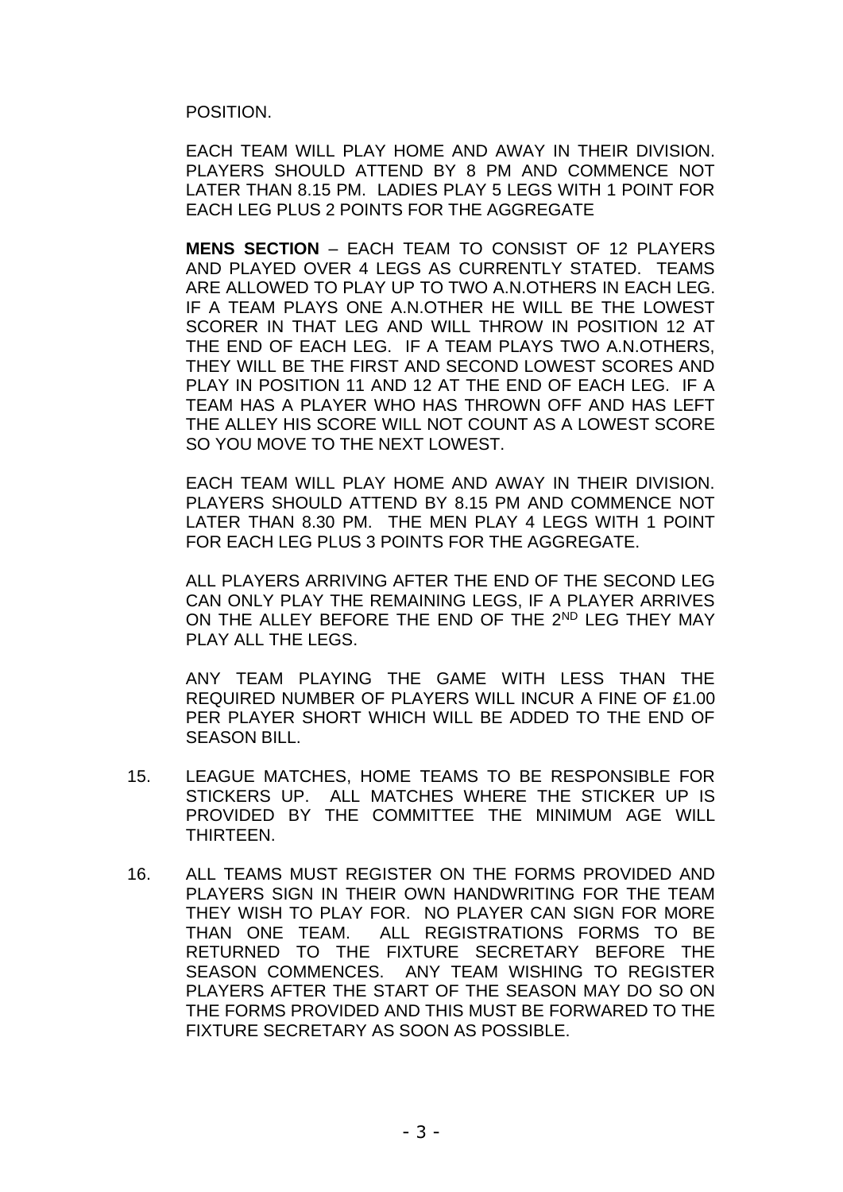POSITION.

EACH TEAM WILL PLAY HOME AND AWAY IN THEIR DIVISION. PLAYERS SHOULD ATTEND BY 8 PM AND COMMENCE NOT LATER THAN 8.15 PM. LADIES PLAY 5 LEGS WITH 1 POINT FOR EACH LEG PLUS 2 POINTS FOR THE AGGREGATE

**MENS SECTION** – EACH TEAM TO CONSIST OF 12 PLAYERS AND PLAYED OVER 4 LEGS AS CURRENTLY STATED. TEAMS ARE ALLOWED TO PLAY UP TO TWO A.N.OTHERS IN EACH LEG. IF A TEAM PLAYS ONE A.N.OTHER HE WILL BE THE LOWEST SCORER IN THAT LEG AND WILL THROW IN POSITION 12 AT THE END OF EACH LEG. IF A TEAM PLAYS TWO A.N.OTHERS, THEY WILL BE THE FIRST AND SECOND LOWEST SCORES AND PLAY IN POSITION 11 AND 12 AT THE END OF EACH LEG. IF A TEAM HAS A PLAYER WHO HAS THROWN OFF AND HAS LEFT THE ALLEY HIS SCORE WILL NOT COUNT AS A LOWEST SCORE SO YOU MOVE TO THE NEXT LOWEST.

EACH TEAM WILL PLAY HOME AND AWAY IN THEIR DIVISION. PLAYERS SHOULD ATTEND BY 8.15 PM AND COMMENCE NOT LATER THAN 8.30 PM. THE MEN PLAY 4 LEGS WITH 1 POINT FOR EACH LEG PLUS 3 POINTS FOR THE AGGREGATE.

ALL PLAYERS ARRIVING AFTER THE END OF THE SECOND LEG CAN ONLY PLAY THE REMAINING LEGS, IF A PLAYER ARRIVES ON THE ALLEY BEFORE THE END OF THE 2ND LEG THEY MAY PLAY ALL THE LEGS.

ANY TEAM PLAYING THE GAME WITH LESS THAN THE REQUIRED NUMBER OF PLAYERS WILL INCUR A FINE OF £1.00 PER PLAYER SHORT WHICH WILL BE ADDED TO THE END OF SEASON BILL.

15. LEAGUE MATCHES, HOME TEAMS TO BE RESPONSIBLE FOR STICKERS UP. ALL MATCHES WHERE THE STICKER UP IS PROVIDED BY THE COMMITTEE THE MINIMUM AGE WILL THIRTEEN.

16. ALL TEAMS MUST REGISTER ON THE FORMS PROVIDED AND PLAYERS SIGN IN THEIR OWN HANDWRITING FOR THE TEAM THEY WISH TO PLAY FOR. NO PLAYER CAN SIGN FOR MORE THAN ONE TEAM. ALL REGISTRATIONS FORMS TO BE RETURNED TO THE FIXTURE SECRETARY BEFORE THE SEASON COMMENCES. ANY TEAM WISHING TO REGISTER PLAYERS AFTER THE START OF THE SEASON MAY DO SO ON THE FORMS PROVIDED AND THIS MUST BE FORWARED TO THE FIXTURE SECRETARY AS SOON AS POSSIBLE.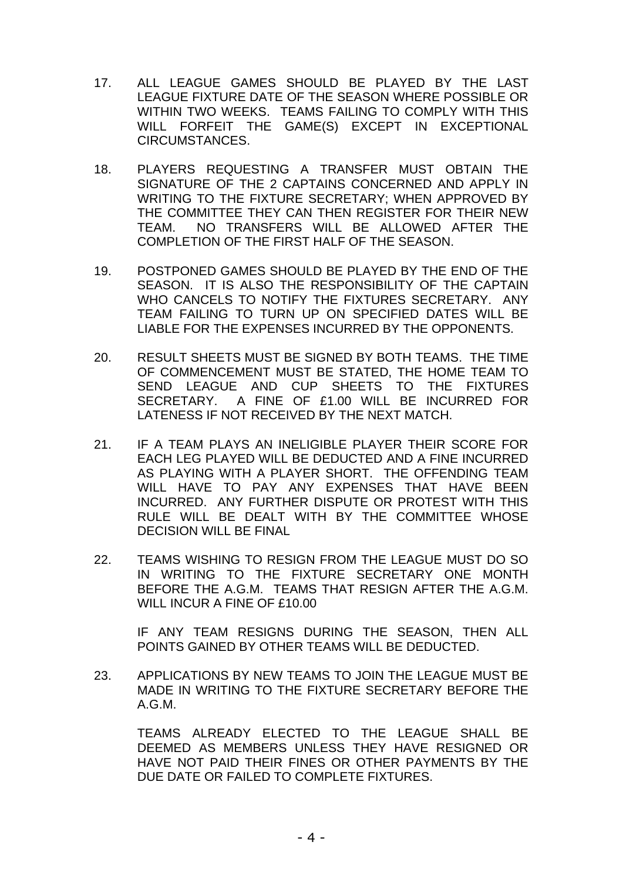17. ALL LEAGUE GAMES SHOULD BE PLAYED BY THE LAST LEAGUE FIXTURE DATE OF THE SEASON WHERE POSSIBLE OR WITHIN TWO WEEKS. TEAMS FAILING TO COMPLY WITH THIS WILL FORFEIT THE GAME(S) EXCEPT IN EXCEPTIONAL CIRCUMSTANCES.

18. PLAYERS REQUESTING A TRANSFER MUST OBTAIN THE SIGNATURE OF THE 2 CAPTAINS CONCERNED AND APPLY IN WRITING TO THE FIXTURE SECRETARY; WHEN APPROVED BY THE COMMITTEE THEY CAN THEN REGISTER FOR THEIR NEW TEAM. NO TRANSFERS WILL BE ALLOWED AFTER THE COMPLETION OF THE FIRST HALF OF THE SEASON.

19. POSTPONED GAMES SHOULD BE PLAYED BY THE END OF THE SEASON. IT IS ALSO THE RESPONSIBILITY OF THE CAPTAIN WHO CANCELS TO NOTIFY THE FIXTURES SECRETARY. ANY TEAM FAILING TO TURN UP ON SPECIFIED DATES WILL BE LIABLE FOR THE EXPENSES INCURRED BY THE OPPONENTS.

20. RESULT SHEETS MUST BE SIGNED BY BOTH TEAMS. THE TIME OF COMMENCEMENT MUST BE STATED, THE HOME TEAM TO SEND LEAGUE AND CUP SHEETS TO THE FIXTURES SECRETARY. A FINE OF £1.00 WILL BE INCURRED FOR LATENESS IF NOT RECEIVED BY THE NEXT MATCH.

21. IF A TEAM PLAYS AN INELIGIBLE PLAYER THEIR SCORE FOR EACH LEG PLAYED WILL BE DEDUCTED AND A FINE INCURRED AS PLAYING WITH A PLAYER SHORT. THE OFFENDING TEAM WILL HAVE TO PAY ANY EXPENSES THAT HAVE BEEN INCURRED. ANY FURTHER DISPUTE OR PROTEST WITH THIS RULE WILL BE DEALT WITH BY THE COMMITTEE WHOSE DECISION WILL BE FINAL

22. TEAMS WISHING TO RESIGN FROM THE LEAGUE MUST DO SO IN WRITING TO THE FIXTURE SECRETARY ONE MONTH BEFORE THE A.G.M. TEAMS THAT RESIGN AFTER THE A.G.M. WILL INCUR A FINE OF £10.00

    IF ANY TEAM RESIGNS DURING THE SEASON, THEN ALL POINTS GAINED BY OTHER TEAMS WILL BE DEDUCTED.

23. APPLICATIONS BY NEW TEAMS TO JOIN THE LEAGUE MUST BE MADE IN WRITING TO THE FIXTURE SECRETARY BEFORE THE A.G.M.

    TEAMS ALREADY ELECTED TO THE LEAGUE SHALL BE DEEMED AS MEMBERS UNLESS THEY HAVE RESIGNED OR HAVE NOT PAID THEIR FINES OR OTHER PAYMENTS BY THE DUE DATE OR FAILED TO COMPLETE FIXTURES.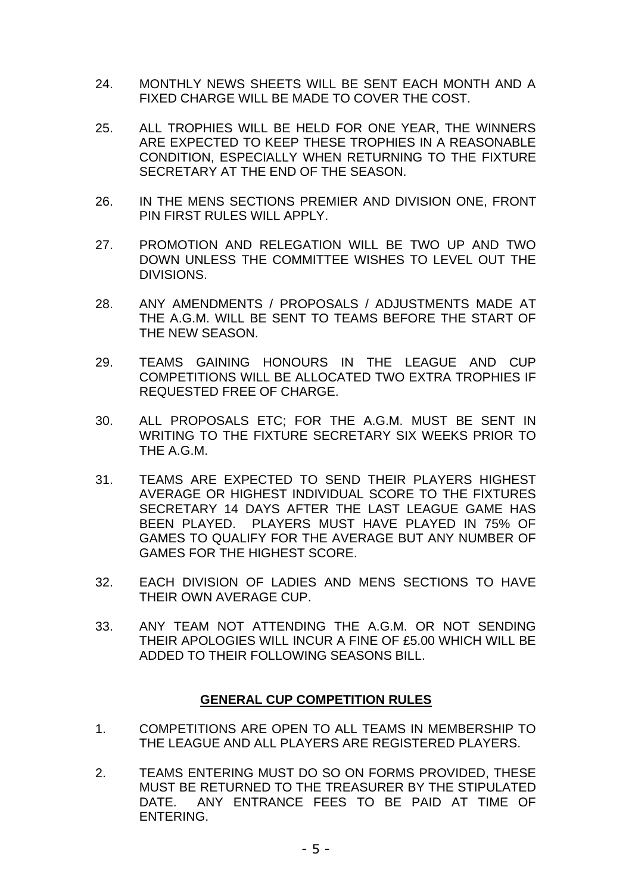24. MONTHLY NEWS SHEETS WILL BE SENT EACH MONTH AND A FIXED CHARGE WILL BE MADE TO COVER THE COST.

25. ALL TROPHIES WILL BE HELD FOR ONE YEAR, THE WINNERS ARE EXPECTED TO KEEP THESE TROPHIES IN A REASONABLE CONDITION, ESPECIALLY WHEN RETURNING TO THE FIXTURE SECRETARY AT THE END OF THE SEASON.

26. IN THE MENS SECTIONS PREMIER AND DIVISION ONE, FRONT PIN FIRST RULES WILL APPLY.

27. PROMOTION AND RELEGATION WILL BE TWO UP AND TWO DOWN UNLESS THE COMMITTEE WISHES TO LEVEL OUT THE DIVISIONS.

28. ANY AMENDMENTS / PROPOSALS / ADJUSTMENTS MADE AT THE A.G.M. WILL BE SENT TO TEAMS BEFORE THE START OF THE NEW SEASON.

29. TEAMS GAINING HONOURS IN THE LEAGUE AND CUP COMPETITIONS WILL BE ALLOCATED TWO EXTRA TROPHIES IF REQUESTED FREE OF CHARGE.

30. ALL PROPOSALS ETC; FOR THE A.G.M. MUST BE SENT IN WRITING TO THE FIXTURE SECRETARY SIX WEEKS PRIOR TO THE A.G.M.

31. TEAMS ARE EXPECTED TO SEND THEIR PLAYERS HIGHEST AVERAGE OR HIGHEST INDIVIDUAL SCORE TO THE FIXTURES SECRETARY 14 DAYS AFTER THE LAST LEAGUE GAME HAS BEEN PLAYED. PLAYERS MUST HAVE PLAYED IN 75% OF GAMES TO QUALIFY FOR THE AVERAGE BUT ANY NUMBER OF GAMES FOR THE HIGHEST SCORE.

32. EACH DIVISION OF LADIES AND MENS SECTIONS TO HAVE THEIR OWN AVERAGE CUP.

33. ANY TEAM NOT ATTENDING THE A.G.M. OR NOT SENDING THEIR APOLOGIES WILL INCUR A FINE OF £5.00 WHICH WILL BE ADDED TO THEIR FOLLOWING SEASONS BILL.

## GENERAL CUP COMPETITION RULES

1. COMPETITIONS ARE OPEN TO ALL TEAMS IN MEMBERSHIP TO THE LEAGUE AND ALL PLAYERS ARE REGISTERED PLAYERS.

2. TEAMS ENTERING MUST DO SO ON FORMS PROVIDED, THESE MUST BE RETURNED TO THE TREASURER BY THE STIPULATED DATE. ANY ENTRANCE FEES TO BE PAID AT TIME OF ENTERING.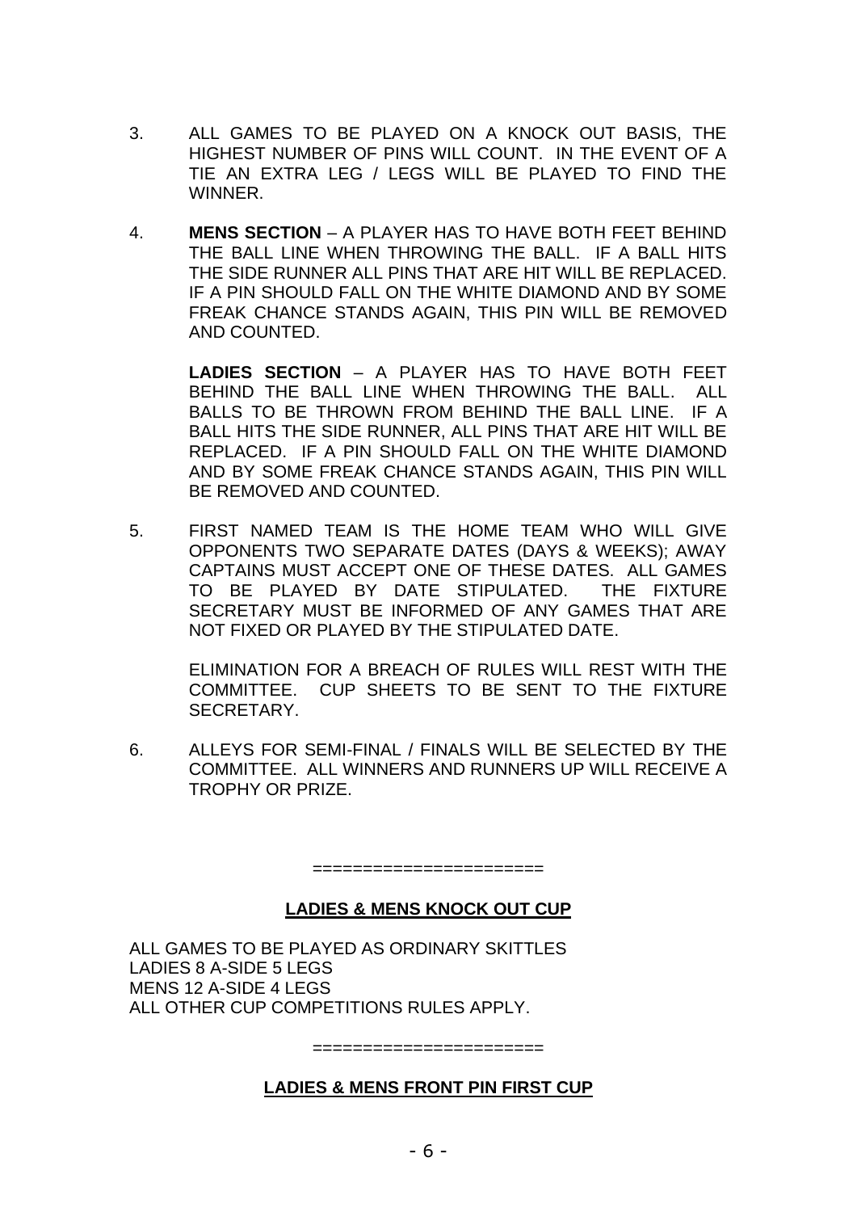3. ALL GAMES TO BE PLAYED ON A KNOCK OUT BASIS, THE HIGHEST NUMBER OF PINS WILL COUNT. IN THE EVENT OF A TIE AN EXTRA LEG / LEGS WILL BE PLAYED TO FIND THE WINNER.

4. **MENS SECTION** – A PLAYER HAS TO HAVE BOTH FEET BEHIND THE BALL LINE WHEN THROWING THE BALL. IF A BALL HITS THE SIDE RUNNER ALL PINS THAT ARE HIT WILL BE REPLACED. IF A PIN SHOULD FALL ON THE WHITE DIAMOND AND BY SOME FREAK CHANCE STANDS AGAIN, THIS PIN WILL BE REMOVED AND COUNTED.

   **LADIES SECTION** – A PLAYER HAS TO HAVE BOTH FEET BEHIND THE BALL LINE WHEN THROWING THE BALL. ALL BALLS TO BE THROWN FROM BEHIND THE BALL LINE. IF A BALL HITS THE SIDE RUNNER, ALL PINS THAT ARE HIT WILL BE REPLACED. IF A PIN SHOULD FALL ON THE WHITE DIAMOND AND BY SOME FREAK CHANCE STANDS AGAIN, THIS PIN WILL BE REMOVED AND COUNTED.

5. FIRST NAMED TEAM IS THE HOME TEAM WHO WILL GIVE OPPONENTS TWO SEPARATE DATES (DAYS & WEEKS); AWAY CAPTAINS MUST ACCEPT ONE OF THESE DATES. ALL GAMES TO BE PLAYED BY DATE STIPULATED. THE FIXTURE SECRETARY MUST BE INFORMED OF ANY GAMES THAT ARE NOT FIXED OR PLAYED BY THE STIPULATED DATE.

   ELIMINATION FOR A BREACH OF RULES WILL REST WITH THE COMMITTEE. CUP SHEETS TO BE SENT TO THE FIXTURE SECRETARY.

6. ALLEYS FOR SEMI-FINAL / FINALS WILL BE SELECTED BY THE COMMITTEE. ALL WINNERS AND RUNNERS UP WILL RECEIVE A TROPHY OR PRIZE.

======================

## LADIES & MENS KNOCK OUT CUP

ALL GAMES TO BE PLAYED AS ORDINARY SKITTLES
LADIES 8 A-SIDE 5 LEGS
MENS 12 A-SIDE 4 LEGS
ALL OTHER CUP COMPETITIONS RULES APPLY.

======================

## LADIES & MENS FRONT PIN FIRST CUP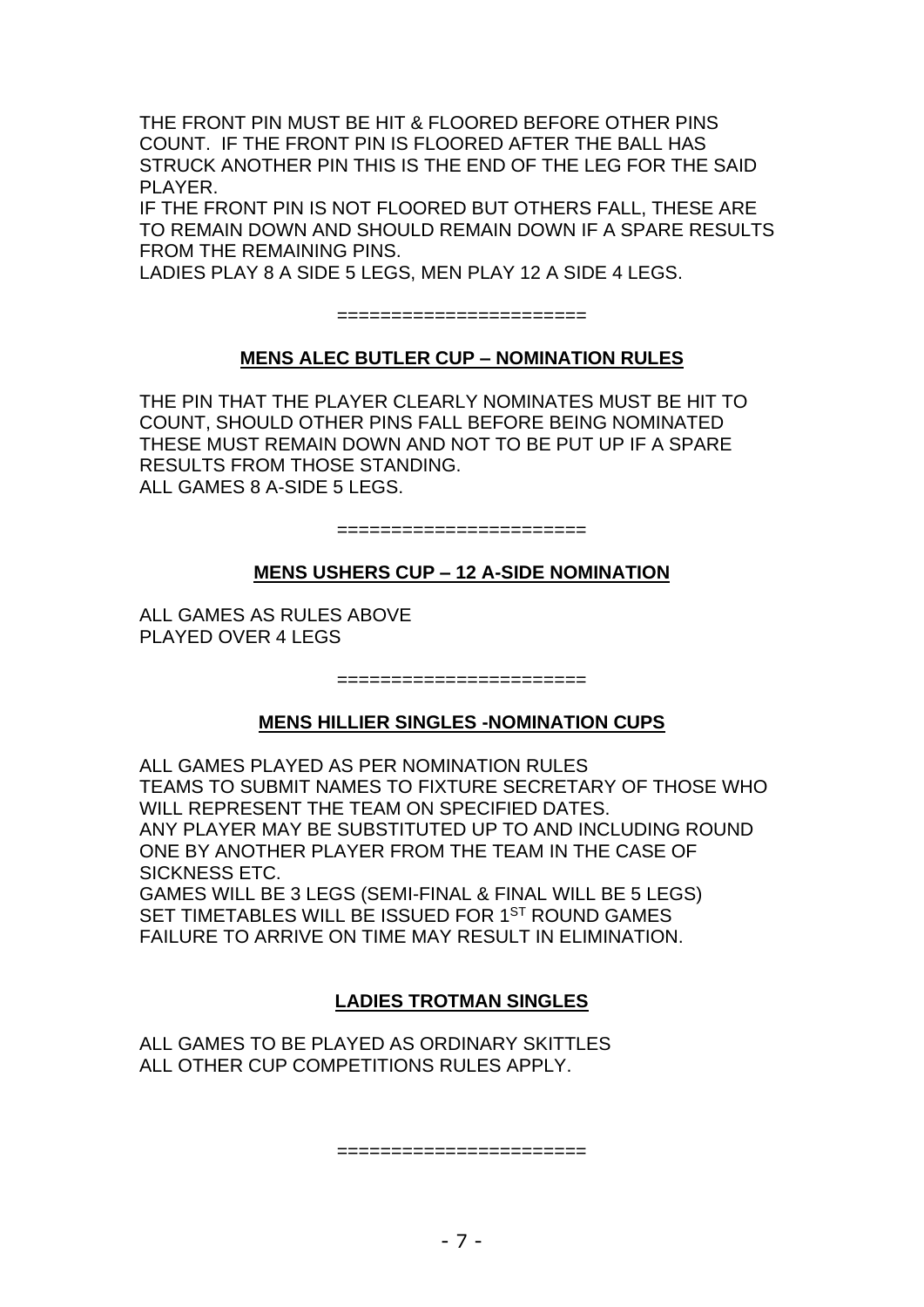THE FRONT PIN MUST BE HIT & FLOORED BEFORE OTHER PINS COUNT. IF THE FRONT PIN IS FLOORED AFTER THE BALL HAS STRUCK ANOTHER PIN THIS IS THE END OF THE LEG FOR THE SAID PLAYER.

IF THE FRONT PIN IS NOT FLOORED BUT OTHERS FALL, THESE ARE TO REMAIN DOWN AND SHOULD REMAIN DOWN IF A SPARE RESULTS FROM THE REMAINING PINS.

LADIES PLAY 8 A SIDE 5 LEGS, MEN PLAY 12 A SIDE 4 LEGS.

======================

## MENS ALEC BUTLER CUP – NOMINATION RULES

THE PIN THAT THE PLAYER CLEARLY NOMINATES MUST BE HIT TO COUNT, SHOULD OTHER PINS FALL BEFORE BEING NOMINATED THESE MUST REMAIN DOWN AND NOT TO BE PUT UP IF A SPARE RESULTS FROM THOSE STANDING.

ALL GAMES 8 A-SIDE 5 LEGS.

======================

## MENS USHERS CUP – 12 A-SIDE NOMINATION

ALL GAMES AS RULES ABOVE
PLAYED OVER 4 LEGS

======================

## MENS HILLIER SINGLES -NOMINATION CUPS

ALL GAMES PLAYED AS PER NOMINATION RULES

TEAMS TO SUBMIT NAMES TO FIXTURE SECRETARY OF THOSE WHO WILL REPRESENT THE TEAM ON SPECIFIED DATES.

ANY PLAYER MAY BE SUBSTITUTED UP TO AND INCLUDING ROUND ONE BY ANOTHER PLAYER FROM THE TEAM IN THE CASE OF SICKNESS ETC.

GAMES WILL BE 3 LEGS (SEMI-FINAL & FINAL WILL BE 5 LEGS)

SET TIMETABLES WILL BE ISSUED FOR 1ST ROUND GAMES

FAILURE TO ARRIVE ON TIME MAY RESULT IN ELIMINATION.

## LADIES TROTMAN SINGLES

ALL GAMES TO BE PLAYED AS ORDINARY SKITTLES
ALL OTHER CUP COMPETITIONS RULES APPLY.

======================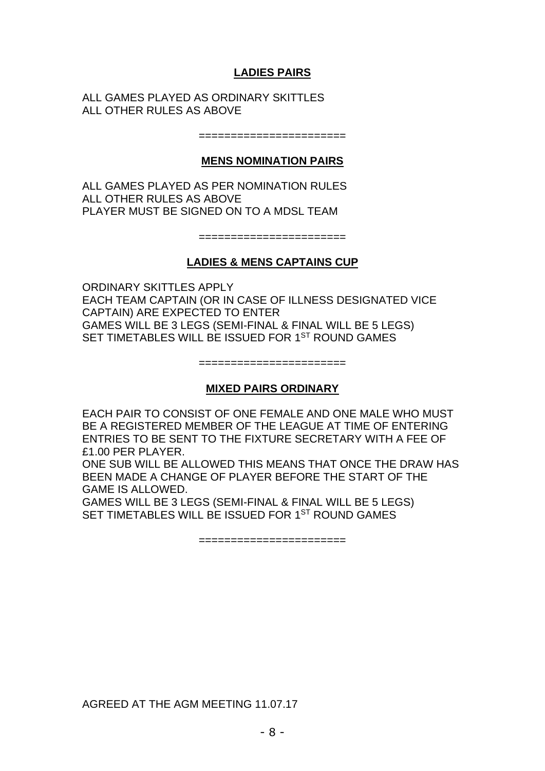## LADIES PAIRS

ALL GAMES PLAYED AS ORDINARY SKITTLES
ALL OTHER RULES AS ABOVE

======================

## MENS NOMINATION PAIRS

ALL GAMES PLAYED AS PER NOMINATION RULES
ALL OTHER RULES AS ABOVE
PLAYER MUST BE SIGNED ON TO A MDSL TEAM

======================

## LADIES & MENS CAPTAINS CUP

ORDINARY SKITTLES APPLY
EACH TEAM CAPTAIN (OR IN CASE OF ILLNESS DESIGNATED VICE CAPTAIN) ARE EXPECTED TO ENTER
GAMES WILL BE 3 LEGS (SEMI-FINAL & FINAL WILL BE 5 LEGS)
SET TIMETABLES WILL BE ISSUED FOR 1ST ROUND GAMES

======================

## MIXED PAIRS ORDINARY

EACH PAIR TO CONSIST OF ONE FEMALE AND ONE MALE WHO MUST BE A REGISTERED MEMBER OF THE LEAGUE AT TIME OF ENTERING
ENTRIES TO BE SENT TO THE FIXTURE SECRETARY WITH A FEE OF £1.00 PER PLAYER.
ONE SUB WILL BE ALLOWED THIS MEANS THAT ONCE THE DRAW HAS BEEN MADE A CHANGE OF PLAYER BEFORE THE START OF THE GAME IS ALLOWED.
GAMES WILL BE 3 LEGS (SEMI-FINAL & FINAL WILL BE 5 LEGS)
SET TIMETABLES WILL BE ISSUED FOR 1ST ROUND GAMES

======================

AGREED AT THE AGM MEETING 11.07.17